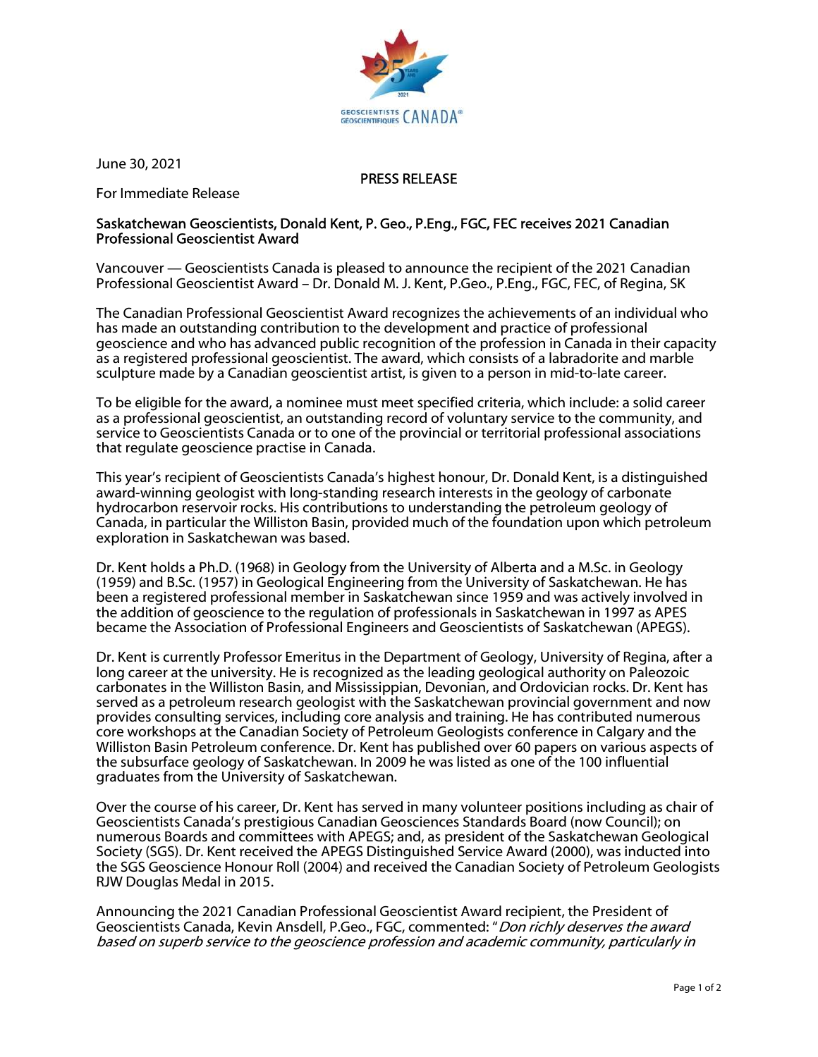June 30, 2021

PRESS RELEASE

For Immediate Release

**Saskatchewan Geoscientists, Donald Kent, P. Geo., P.Eng., FGC, FEC receives 2021 Canadian Professional Geoscientist Award**

Vancouver — Geoscientists Canada is pleased to announce the recipient of the 2021 Canadian Professional Geoscientist Award – Dr. Donald M. J. Kent, P.Geo., P.Eng., FGC, FEC, of Regina, SK

The Canadian Professional Geoscientist Award recognizes the achievements of an individual who has made an outstanding contribution to the development and practice of professional geoscience and who has advanced public recognition of the profession in Canada in their capacity as a registered professional geoscientist. The award, which consists of a labradorite and marble sculpture made by a Canadian geoscientist artist, is given to a person in mid-to-late career.

To be eligible for the award, a nominee must meet specified criteria, which include: a solid career as a professional geoscientist, an outstanding record of voluntary service to the community, and service to Geoscientists Canada or to one of the provincial or territorial professional associations that regulate geoscience practise in Canada.

This year's recipient of Geoscientists Canada's highest honour, Dr. Donald Kent, is a distinguished award-winning geologist with long-standing research interests in the geology of carbonate hydrocarbon reservoir rocks. His contributions to understanding the petroleum geology of Canada, in particular the Williston Basin, provided much of the foundation upon which petroleum exploration in Saskatchewan was based.

Dr. Kent holds a Ph.D. (1968) in Geology from the University of Alberta and a M.Sc. in Geology (1959) and B.Sc. (1957) in Geological Engineering from the University of Saskatchewan. He has been a registered professional member in Saskatchewan since 1959 and was actively involved in the addition of geoscience to the regulation of professionals in Saskatchewan in 1997 as APES became the Association of Professional Engineers and Geoscientists of Saskatchewan (APEGS).

Dr. Kent is currently Professor Emeritus in the Department of Geology, University of Regina, after a long career at the university. He is recognized as the leading geological authority on Paleozoic carbonates in the Williston Basin, and Mississippian, Devonian, and Ordovician rocks. Dr. Kent has served as a petroleum research geologist with the Saskatchewan provincial government and now provides consulting services, including core analysis and training. He has contributed numerous core workshops at the Canadian Society of Petroleum Geologists conference in Calgary and the Williston Basin Petroleum conference. Dr. Kent has published over 60 papers on various aspects of the subsurface geology of Saskatchewan. In 2009 he was listed as one of the 100 influential graduates from the University of Saskatchewan.

Over the course of his career, Dr. Kent has served in many volunteer positions including as chair of Geoscientists Canada's prestigious Canadian Geosciences Standards Board (now Council); on numerous Boards and committees with APEGS; and, as president of the Saskatchewan Geological Society (SGS). Dr. Kent received the APEGS Distinguished Service Award (2000), was inducted into the SGS Geoscience Honour Roll (2004) and received the Canadian Society of Petroleum Geologists RJW Douglas Medal in 2015.

Announcing the 2021 Canadian Professional Geoscientist Award recipient, the President of Geoscientists Canada, Kevin Ansdell, P.Geo., FGC, commented: "*Don richly deserves the award based on superb service to the geoscience profession and academic community, particularly in*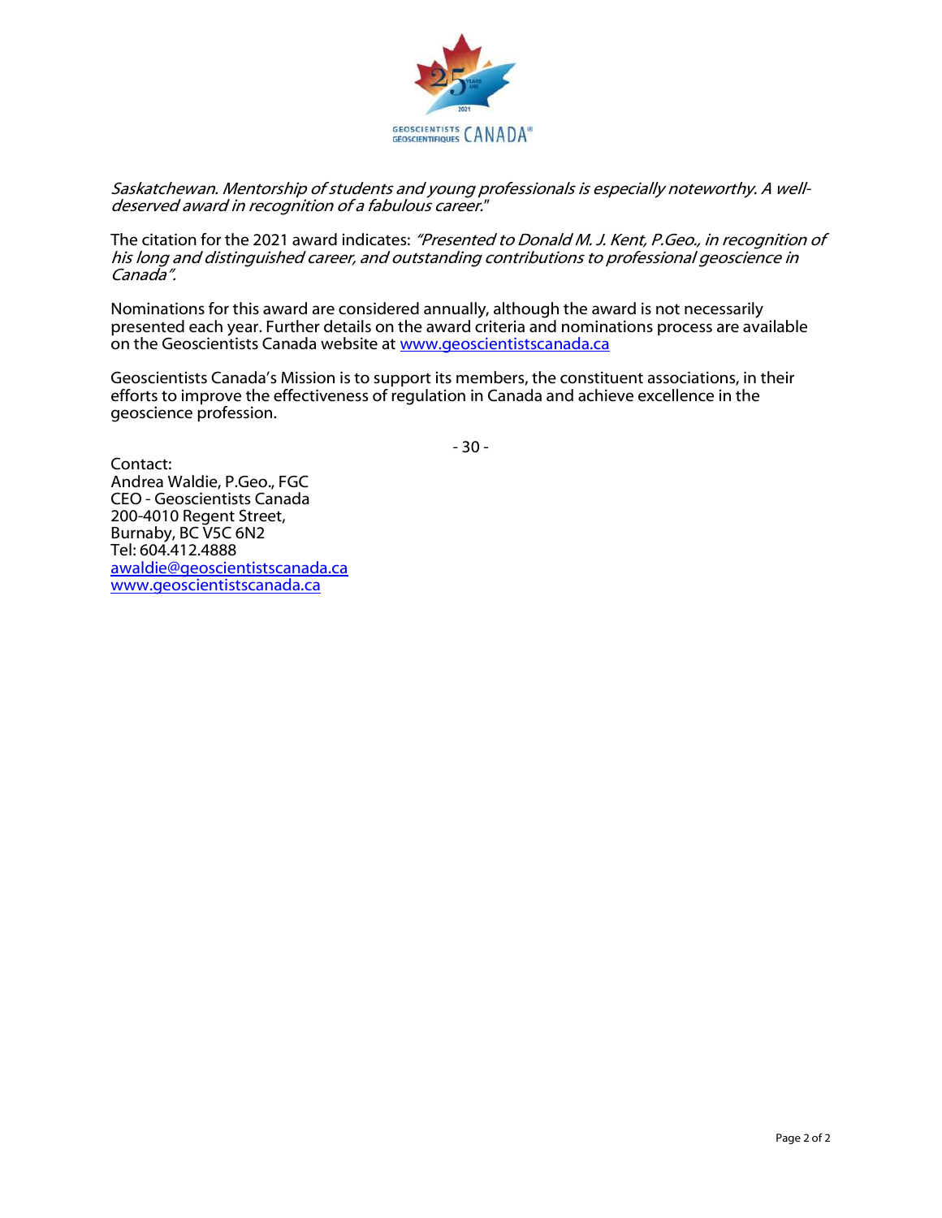*Saskatchewan. Mentorship of students and young professionals is especially noteworthy. A well-deserved award in recognition of a fabulous career."*

The citation for the 2021 award indicates: *"Presented to Donald M. J. Kent, P.Geo., in recognition of his long and distinguished career, and outstanding contributions to professional geoscience in Canada".*

Nominations for this award are considered annually, although the award is not necessarily presented each year. Further details on the award criteria and nominations process are available on the Geoscientists Canada website at [www.geoscientistscanada.ca](http://www.geoscientistscanada.ca)

Geoscientists Canada's Mission is to support its members, the constituent associations, in their efforts to improve the effectiveness of regulation in Canada and achieve excellence in the geoscience profession.

- 30 -

Contact:
Andrea Waldie, P.Geo., FGC
CEO - Geoscientists Canada
200-4010 Regent Street,
Burnaby, BC V5C 6N2
Tel: 604.412.4888
[awaldie@geoscientistscanada.ca](mailto:awaldie@geoscientistscanada.ca)
[www.geoscientistscanada.ca](http://www.geoscientistscanada.ca)